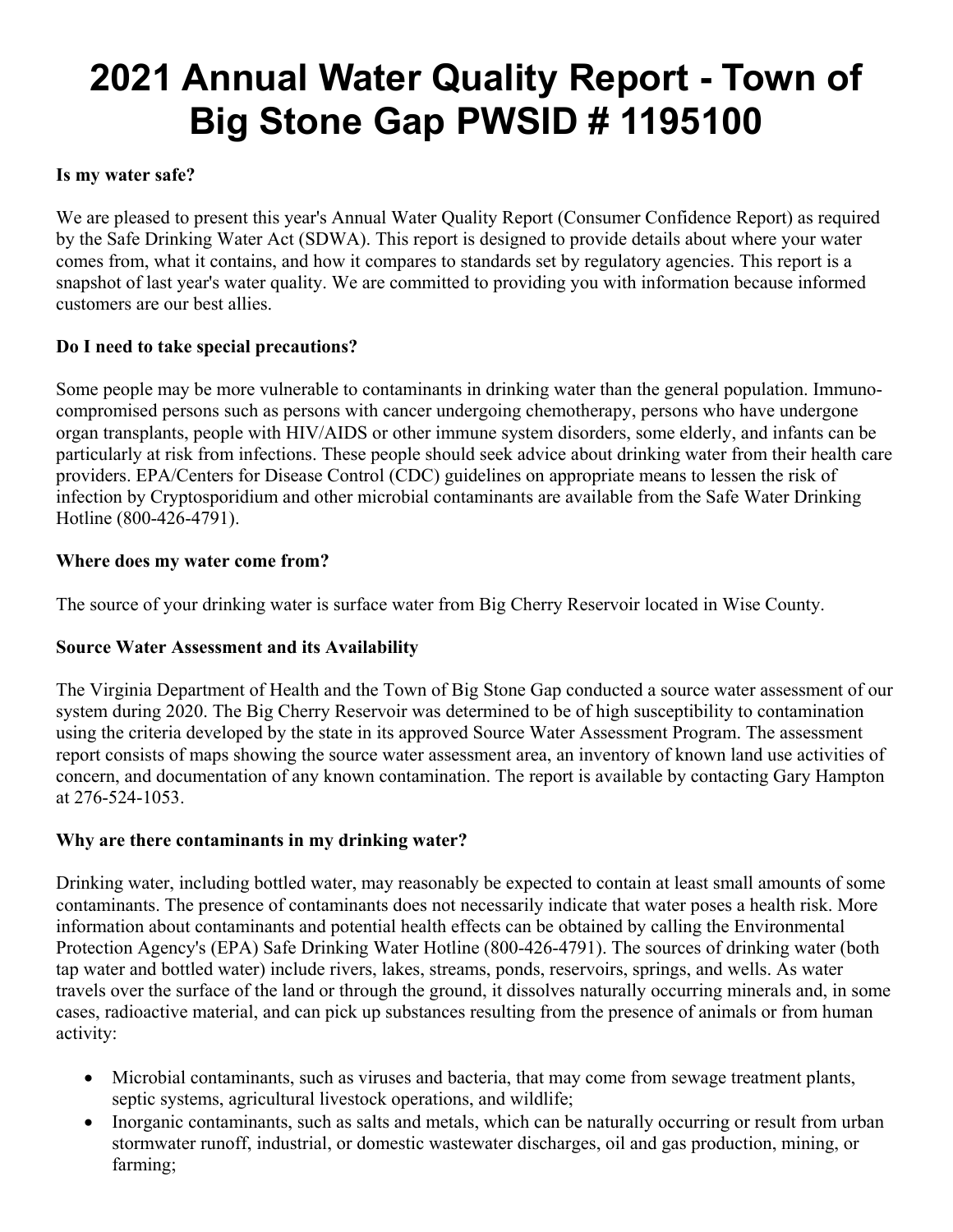# 2021 Annual Water Quality Report - Town of Big Stone Gap PWSID # 1195100

**Is my water safe?**

We are pleased to present this year's Annual Water Quality Report (Consumer Confidence Report) as required by the Safe Drinking Water Act (SDWA). This report is designed to provide details about where your water comes from, what it contains, and how it compares to standards set by regulatory agencies. This report is a snapshot of last year's water quality. We are committed to providing you with information because informed customers are our best allies.

**Do I need to take special precautions?**

Some people may be more vulnerable to contaminants in drinking water than the general population. Immuno-compromised persons such as persons with cancer undergoing chemotherapy, persons who have undergone organ transplants, people with HIV/AIDS or other immune system disorders, some elderly, and infants can be particularly at risk from infections. These people should seek advice about drinking water from their health care providers. EPA/Centers for Disease Control (CDC) guidelines on appropriate means to lessen the risk of infection by Cryptosporidium and other microbial contaminants are available from the Safe Water Drinking Hotline (800-426-4791).

**Where does my water come from?**

The source of your drinking water is surface water from Big Cherry Reservoir located in Wise County.

**Source Water Assessment and its Availability**

The Virginia Department of Health and the Town of Big Stone Gap conducted a source water assessment of our system during 2020. The Big Cherry Reservoir was determined to be of high susceptibility to contamination using the criteria developed by the state in its approved Source Water Assessment Program. The assessment report consists of maps showing the source water assessment area, an inventory of known land use activities of concern, and documentation of any known contamination. The report is available by contacting Gary Hampton at 276-524-1053.

**Why are there contaminants in my drinking water?**

Drinking water, including bottled water, may reasonably be expected to contain at least small amounts of some contaminants. The presence of contaminants does not necessarily indicate that water poses a health risk. More information about contaminants and potential health effects can be obtained by calling the Environmental Protection Agency's (EPA) Safe Drinking Water Hotline (800-426-4791). The sources of drinking water (both tap water and bottled water) include rivers, lakes, streams, ponds, reservoirs, springs, and wells. As water travels over the surface of the land or through the ground, it dissolves naturally occurring minerals and, in some cases, radioactive material, and can pick up substances resulting from the presence of animals or from human activity:

- Microbial contaminants, such as viruses and bacteria, that may come from sewage treatment plants, septic systems, agricultural livestock operations, and wildlife;
- Inorganic contaminants, such as salts and metals, which can be naturally occurring or result from urban stormwater runoff, industrial, or domestic wastewater discharges, oil and gas production, mining, or farming;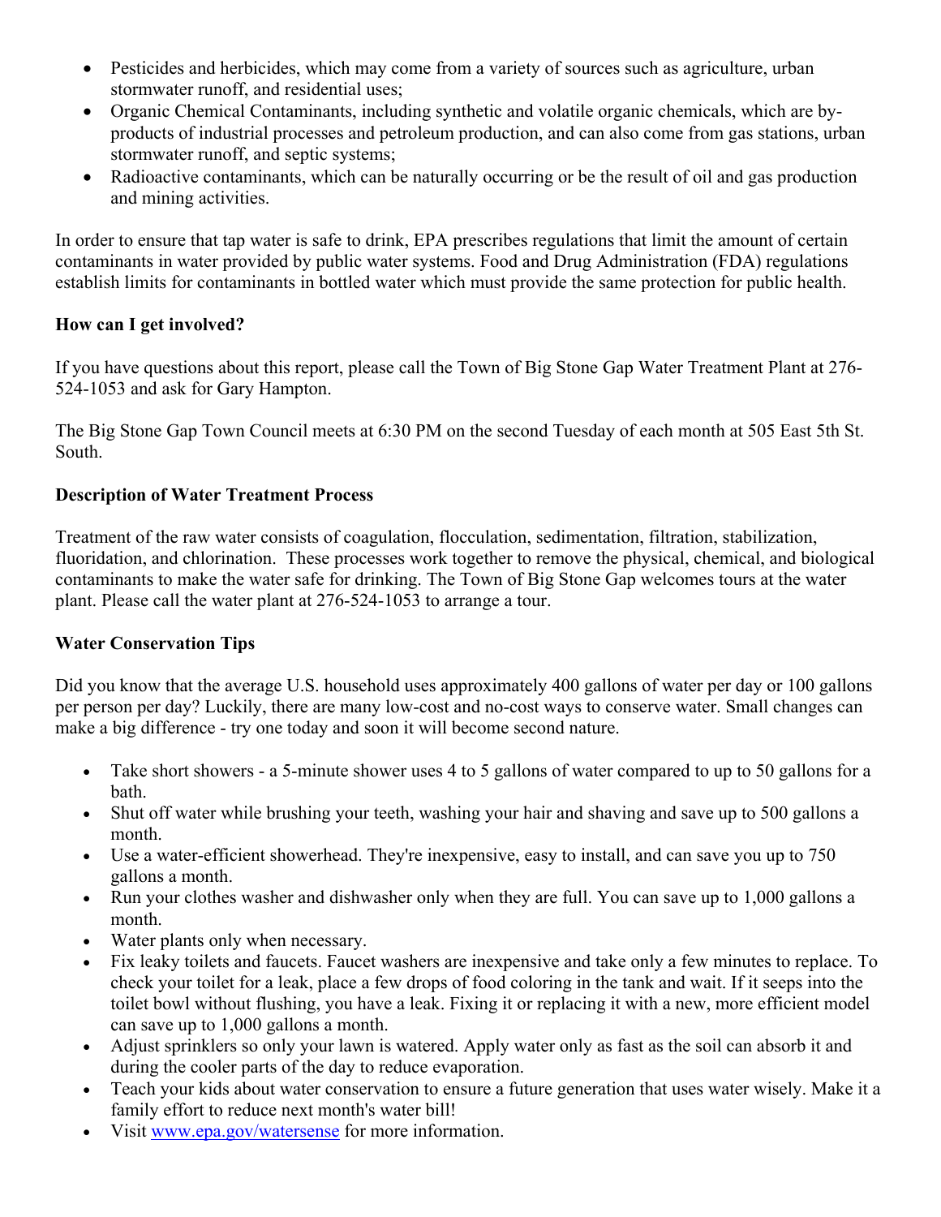- Pesticides and herbicides, which may come from a variety of sources such as agriculture, urban stormwater runoff, and residential uses;
- Organic Chemical Contaminants, including synthetic and volatile organic chemicals, which are by-products of industrial processes and petroleum production, and can also come from gas stations, urban stormwater runoff, and septic systems;
- Radioactive contaminants, which can be naturally occurring or be the result of oil and gas production and mining activities.

In order to ensure that tap water is safe to drink, EPA prescribes regulations that limit the amount of certain contaminants in water provided by public water systems. Food and Drug Administration (FDA) regulations establish limits for contaminants in bottled water which must provide the same protection for public health.

**How can I get involved?**

If you have questions about this report, please call the Town of Big Stone Gap Water Treatment Plant at 276-524-1053 and ask for Gary Hampton.

The Big Stone Gap Town Council meets at 6:30 PM on the second Tuesday of each month at 505 East 5th St. South.

**Description of Water Treatment Process**

Treatment of the raw water consists of coagulation, flocculation, sedimentation, filtration, stabilization, fluoridation, and chlorination. These processes work together to remove the physical, chemical, and biological contaminants to make the water safe for drinking. The Town of Big Stone Gap welcomes tours at the water plant. Please call the water plant at 276-524-1053 to arrange a tour.

**Water Conservation Tips**

Did you know that the average U.S. household uses approximately 400 gallons of water per day or 100 gallons per person per day? Luckily, there are many low-cost and no-cost ways to conserve water. Small changes can make a big difference - try one today and soon it will become second nature.

- Take short showers - a 5-minute shower uses 4 to 5 gallons of water compared to up to 50 gallons for a bath.
- Shut off water while brushing your teeth, washing your hair and shaving and save up to 500 gallons a month.
- Use a water-efficient showerhead. They're inexpensive, easy to install, and can save you up to 750 gallons a month.
- Run your clothes washer and dishwasher only when they are full. You can save up to 1,000 gallons a month.
- Water plants only when necessary.
- Fix leaky toilets and faucets. Faucet washers are inexpensive and take only a few minutes to replace. To check your toilet for a leak, place a few drops of food coloring in the tank and wait. If it seeps into the toilet bowl without flushing, you have a leak. Fixing it or replacing it with a new, more efficient model can save up to 1,000 gallons a month.
- Adjust sprinklers so only your lawn is watered. Apply water only as fast as the soil can absorb it and during the cooler parts of the day to reduce evaporation.
- Teach your kids about water conservation to ensure a future generation that uses water wisely. Make it a family effort to reduce next month's water bill!
- Visit [www.epa.gov/watersense](http://www.epa.gov/watersense) for more information.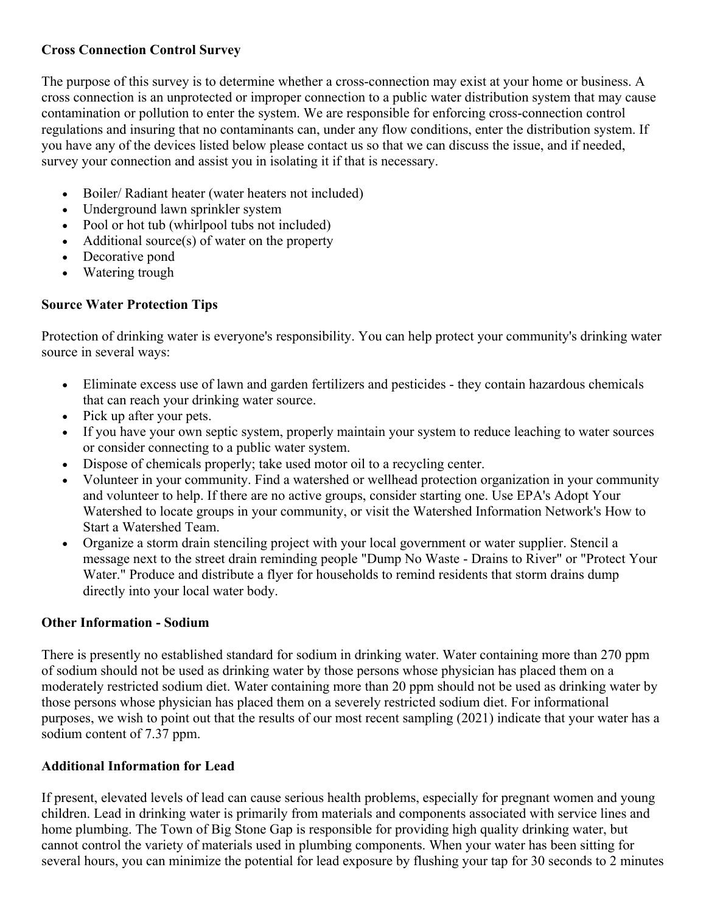**Cross Connection Control Survey**

The purpose of this survey is to determine whether a cross-connection may exist at your home or business. A cross connection is an unprotected or improper connection to a public water distribution system that may cause contamination or pollution to enter the system. We are responsible for enforcing cross-connection control regulations and insuring that no contaminants can, under any flow conditions, enter the distribution system. If you have any of the devices listed below please contact us so that we can discuss the issue, and if needed, survey your connection and assist you in isolating it if that is necessary.

- Boiler/ Radiant heater (water heaters not included)
- Underground lawn sprinkler system
- Pool or hot tub (whirlpool tubs not included)
- Additional source(s) of water on the property
- Decorative pond
- Watering trough

**Source Water Protection Tips**

Protection of drinking water is everyone's responsibility. You can help protect your community's drinking water source in several ways:

- Eliminate excess use of lawn and garden fertilizers and pesticides - they contain hazardous chemicals that can reach your drinking water source.
- Pick up after your pets.
- If you have your own septic system, properly maintain your system to reduce leaching to water sources or consider connecting to a public water system.
- Dispose of chemicals properly; take used motor oil to a recycling center.
- Volunteer in your community. Find a watershed or wellhead protection organization in your community and volunteer to help. If there are no active groups, consider starting one. Use EPA's Adopt Your Watershed to locate groups in your community, or visit the Watershed Information Network's How to Start a Watershed Team.
- Organize a storm drain stenciling project with your local government or water supplier. Stencil a message next to the street drain reminding people "Dump No Waste - Drains to River" or "Protect Your Water." Produce and distribute a flyer for households to remind residents that storm drains dump directly into your local water body.

**Other Information - Sodium**

There is presently no established standard for sodium in drinking water. Water containing more than 270 ppm of sodium should not be used as drinking water by those persons whose physician has placed them on a moderately restricted sodium diet. Water containing more than 20 ppm should not be used as drinking water by those persons whose physician has placed them on a severely restricted sodium diet. For informational purposes, we wish to point out that the results of our most recent sampling (2021) indicate that your water has a sodium content of 7.37 ppm.

**Additional Information for Lead**

If present, elevated levels of lead can cause serious health problems, especially for pregnant women and young children. Lead in drinking water is primarily from materials and components associated with service lines and home plumbing. The Town of Big Stone Gap is responsible for providing high quality drinking water, but cannot control the variety of materials used in plumbing components. When your water has been sitting for several hours, you can minimize the potential for lead exposure by flushing your tap for 30 seconds to 2 minutes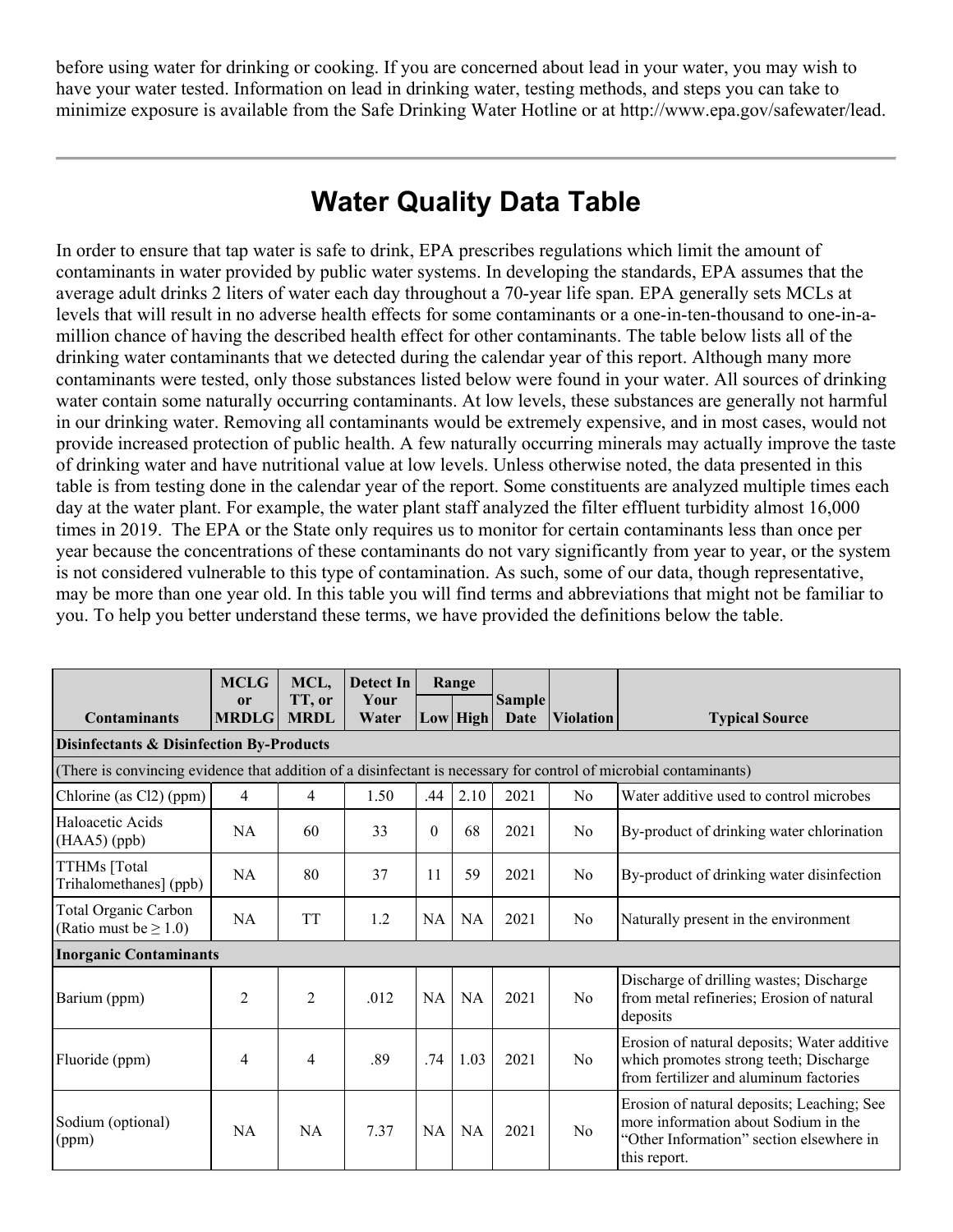before using water for drinking or cooking. If you are concerned about lead in your water, you may wish to have your water tested. Information on lead in drinking water, testing methods, and steps you can take to minimize exposure is available from the Safe Drinking Water Hotline or at http://www.epa.gov/safewater/lead.

---

# Water Quality Data Table

In order to ensure that tap water is safe to drink, EPA prescribes regulations which limit the amount of contaminants in water provided by public water systems. In developing the standards, EPA assumes that the average adult drinks 2 liters of water each day throughout a 70-year life span. EPA generally sets MCLs at levels that will result in no adverse health effects for some contaminants or a one-in-ten-thousand to one-in-a-million chance of having the described health effect for other contaminants. The table below lists all of the drinking water contaminants that we detected during the calendar year of this report. Although many more contaminants were tested, only those substances listed below were found in your water. All sources of drinking water contain some naturally occurring contaminants. At low levels, these substances are generally not harmful in our drinking water. Removing all contaminants would be extremely expensive, and in most cases, would not provide increased protection of public health. A few naturally occurring minerals may actually improve the taste of drinking water and have nutritional value at low levels. Unless otherwise noted, the data presented in this table is from testing done in the calendar year of the report. Some constituents are analyzed multiple times each day at the water plant. For example, the water plant staff analyzed the filter effluent turbidity almost 16,000 times in 2019. The EPA or the State only requires us to monitor for certain contaminants less than once per year because the concentrations of these contaminants do not vary significantly from year to year, or the system is not considered vulnerable to this type of contamination. As such, some of our data, though representative, may be more than one year old. In this table you will find terms and abbreviations that might not be familiar to you. To help you better understand these terms, we have provided the definitions below the table.

| Contaminants | MCLG or MRDLG | MCL, TT, or MRDL | Detect In Your Water | Range | | Sample Date | Violation | Typical Source |
|---|---|---|---|---|---|---|---|---|
| | | | | Low | High | | | |
| **Disinfectants & Disinfection By-Products** | | | | | | | | |
| (There is convincing evidence that addition of a disinfectant is necessary for control of microbial contaminants) | | | | | | | | |
| Chlorine (as Cl2) (ppm) | 4 | 4 | 1.50 | .44 | 2.10 | 2021 | No | Water additive used to control microbes |
| Haloacetic Acids (HAA5) (ppb) | NA | 60 | 33 | 0 | 68 | 2021 | No | By-product of drinking water chlorination |
| TTHMs [Total Trihalomethanes] (ppb) | NA | 80 | 37 | 11 | 59 | 2021 | No | By-product of drinking water disinfection |
| Total Organic Carbon (Ratio must be ≥ 1.0) | NA | TT | 1.2 | NA | NA | 2021 | No | Naturally present in the environment |
| **Inorganic Contaminants** | | | | | | | | |
| Barium (ppm) | 2 | 2 | .012 | NA | NA | 2021 | No | Discharge of drilling wastes; Discharge from metal refineries; Erosion of natural deposits |
| Fluoride (ppm) | 4 | 4 | .89 | .74 | 1.03 | 2021 | No | Erosion of natural deposits; Water additive which promotes strong teeth; Discharge from fertilizer and aluminum factories |
| Sodium (optional) (ppm) | NA | NA | 7.37 | NA | NA | 2021 | No | Erosion of natural deposits; Leaching; See more information about Sodium in the "Other Information" section elsewhere in this report. |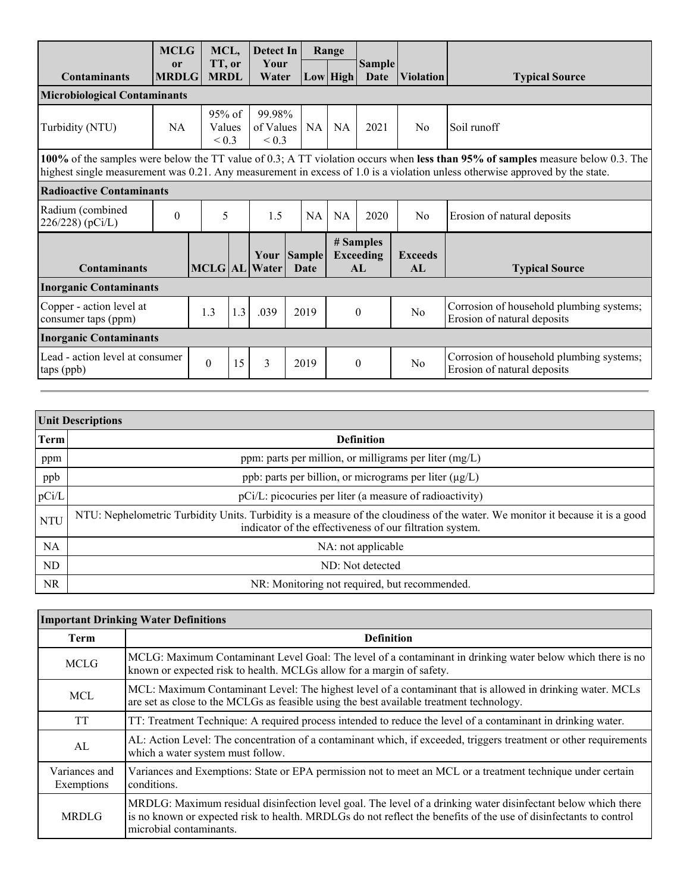| Contaminants | MCLG or MRDLG | MCL, TT, or MRDL | Detect In Your Water | Range Low | Range High | Sample Date | Violation | Typical Source |
|---|---|---|---|---|---|---|---|---|
| **Microbiological Contaminants** | | | | | | | | |
| Turbidity (NTU) | NA | 95% of Values < 0.3 | 99.98% of Values < 0.3 | NA | NA | 2021 | No | Soil runoff |
| **100%** of the samples were below the TT value of 0.3; A TT violation occurs when **less than 95% of samples** measure below 0.3. The highest single measurement was 0.21. Any measurement in excess of 1.0 is a violation unless otherwise approved by the state. | | | | | | | | |
| **Radioactive Contaminants** | | | | | | | | |
| Radium (combined 226/228) (pCi/L) | 0 | 5 | 1.5 | NA | NA | 2020 | No | Erosion of natural deposits |

| Contaminants | MCLG | AL | Your Water | Sample Date | # Samples Exceeding AL | Exceeds AL | Typical Source |
|---|---|---|---|---|---|---|---|
| **Inorganic Contaminants** | | | | | | | |
| Copper - action level at consumer taps (ppm) | 1.3 | 1.3 | .039 | 2019 | 0 | No | Corrosion of household plumbing systems; Erosion of natural deposits |
| **Inorganic Contaminants** | | | | | | | |
| Lead - action level at consumer taps (ppb) | 0 | 15 | 3 | 2019 | 0 | No | Corrosion of household plumbing systems; Erosion of natural deposits |

| Unit Descriptions | |
|---|---|
| **Term** | **Definition** |
| ppm | ppm: parts per million, or milligrams per liter (mg/L) |
| ppb | ppb: parts per billion, or micrograms per liter (µg/L) |
| pCi/L | pCi/L: picocuries per liter (a measure of radioactivity) |
| NTU | NTU: Nephelometric Turbidity Units. Turbidity is a measure of the cloudiness of the water. We monitor it because it is a good indicator of the effectiveness of our filtration system. |
| NA | NA: not applicable |
| ND | ND: Not detected |
| NR | NR: Monitoring not required, but recommended. |

| Important Drinking Water Definitions | |
|---|---|
| **Term** | **Definition** |
| MCLG | MCLG: Maximum Contaminant Level Goal: The level of a contaminant in drinking water below which there is no known or expected risk to health. MCLGs allow for a margin of safety. |
| MCL | MCL: Maximum Contaminant Level: The highest level of a contaminant that is allowed in drinking water. MCLs are set as close to the MCLGs as feasible using the best available treatment technology. |
| TT | TT: Treatment Technique: A required process intended to reduce the level of a contaminant in drinking water. |
| AL | AL: Action Level: The concentration of a contaminant which, if exceeded, triggers treatment or other requirements which a water system must follow. |
| Variances and Exemptions | Variances and Exemptions: State or EPA permission not to meet an MCL or a treatment technique under certain conditions. |
| MRDLG | MRDLG: Maximum residual disinfection level goal. The level of a drinking water disinfectant below which there is no known or expected risk to health. MRDLGs do not reflect the benefits of the use of disinfectants to control microbial contaminants. |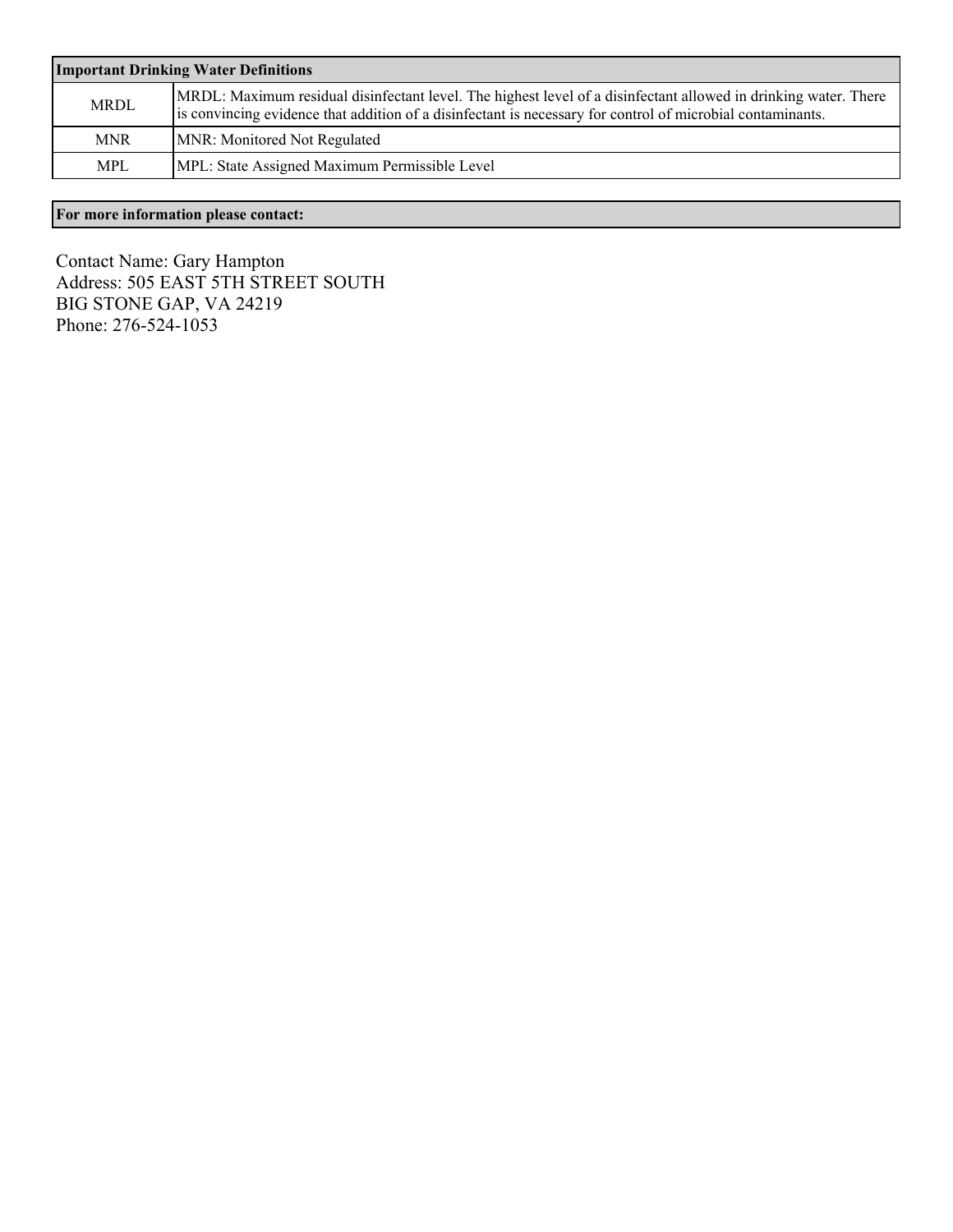| Important Drinking Water Definitions | |
|---|---|
| MRDL | MRDL: Maximum residual disinfectant level. The highest level of a disinfectant allowed in drinking water. There is convincing evidence that addition of a disinfectant is necessary for control of microbial contaminants. |
| MNR | MNR: Monitored Not Regulated |
| MPL | MPL: State Assigned Maximum Permissible Level |

**For more information please contact:**

Contact Name: Gary Hampton
Address: 505 EAST 5TH STREET SOUTH
BIG STONE GAP, VA 24219
Phone: 276-524-1053